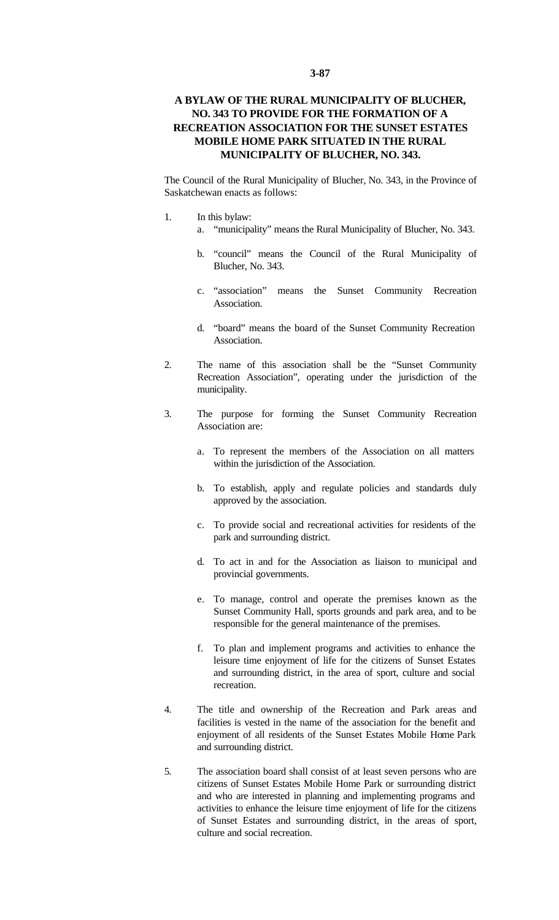**3-87**

# A BYLAW OF THE RURAL MUNICIPALITY OF BLUCHER, NO. 343 TO PROVIDE FOR THE FORMATION OF A RECREATION ASSOCIATION FOR THE SUNSET ESTATES MOBILE HOME PARK SITUATED IN THE RURAL MUNICIPALITY OF BLUCHER, NO. 343.

The Council of the Rural Municipality of Blucher, No. 343, in the Province of Saskatchewan enacts as follows:

1. In this bylaw:
   a. "municipality" means the Rural Municipality of Blucher, No. 343.
   b. "council" means the Council of the Rural Municipality of Blucher, No. 343.
   c. "association" means the Sunset Community Recreation Association.
   d. "board" means the board of the Sunset Community Recreation Association.

2. The name of this association shall be the "Sunset Community Recreation Association", operating under the jurisdiction of the municipality.

3. The purpose for forming the Sunset Community Recreation Association are:
   a. To represent the members of the Association on all matters within the jurisdiction of the Association.
   b. To establish, apply and regulate policies and standards duly approved by the association.
   c. To provide social and recreational activities for residents of the park and surrounding district.
   d. To act in and for the Association as liaison to municipal and provincial governments.
   e. To manage, control and operate the premises known as the Sunset Community Hall, sports grounds and park area, and to be responsible for the general maintenance of the premises.
   f. To plan and implement programs and activities to enhance the leisure time enjoyment of life for the citizens of Sunset Estates and surrounding district, in the area of sport, culture and social recreation.

4. The title and ownership of the Recreation and Park areas and facilities is vested in the name of the association for the benefit and enjoyment of all residents of the Sunset Estates Mobile Home Park and surrounding district.

5. The association board shall consist of at least seven persons who are citizens of Sunset Estates Mobile Home Park or surrounding district and who are interested in planning and implementing programs and activities to enhance the leisure time enjoyment of life for the citizens of Sunset Estates and surrounding district, in the areas of sport, culture and social recreation.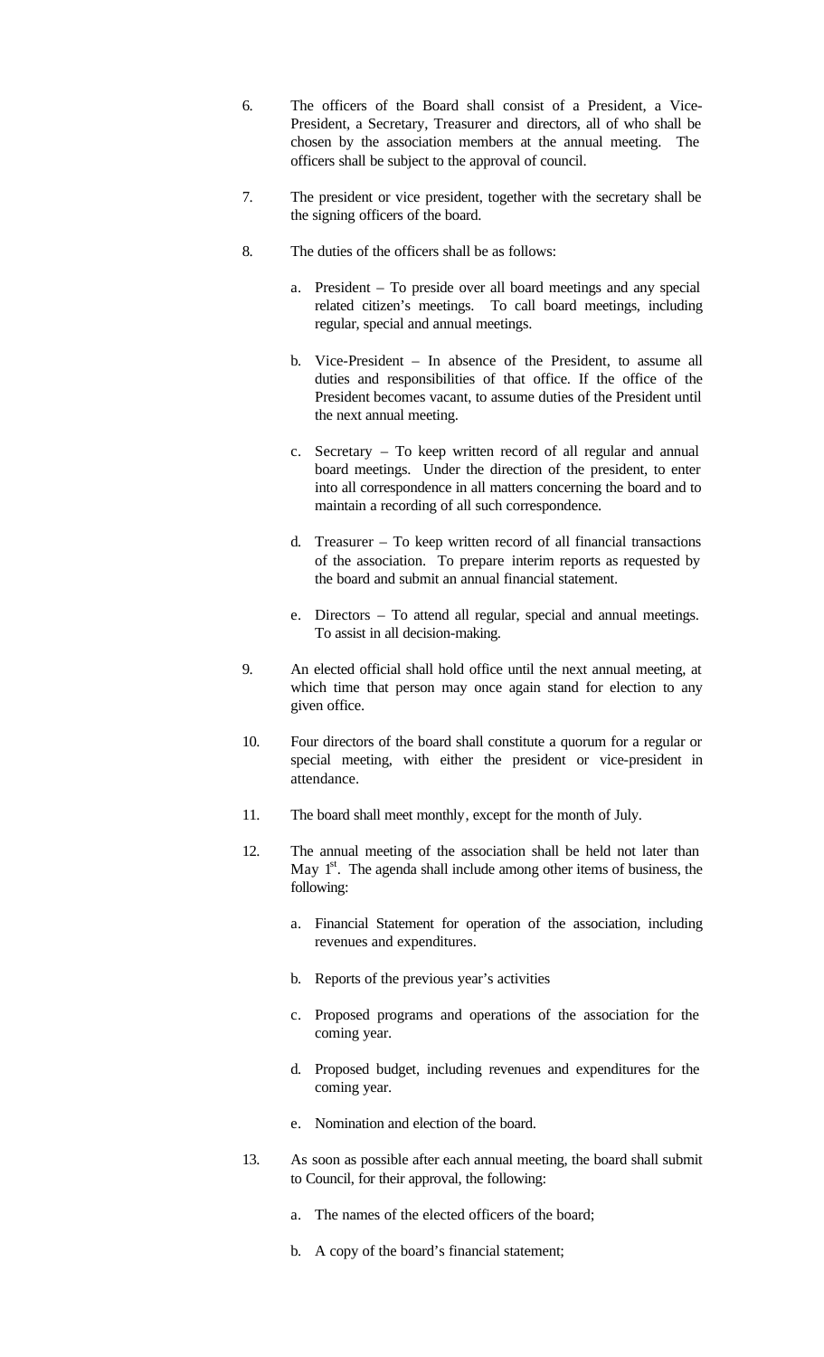6. The officers of the Board shall consist of a President, a Vice-President, a Secretary, Treasurer and directors, all of who shall be chosen by the association members at the annual meeting. The officers shall be subject to the approval of council.

7. The president or vice president, together with the secretary shall be the signing officers of the board.

8. The duties of the officers shall be as follows:

   a. President – To preside over all board meetings and any special related citizen's meetings. To call board meetings, including regular, special and annual meetings.

   b. Vice-President – In absence of the President, to assume all duties and responsibilities of that office. If the office of the President becomes vacant, to assume duties of the President until the next annual meeting.

   c. Secretary – To keep written record of all regular and annual board meetings. Under the direction of the president, to enter into all correspondence in all matters concerning the board and to maintain a recording of all such correspondence.

   d. Treasurer – To keep written record of all financial transactions of the association. To prepare interim reports as requested by the board and submit an annual financial statement.

   e. Directors – To attend all regular, special and annual meetings. To assist in all decision-making.

9. An elected official shall hold office until the next annual meeting, at which time that person may once again stand for election to any given office.

10. Four directors of the board shall constitute a quorum for a regular or special meeting, with either the president or vice-president in attendance.

11. The board shall meet monthly, except for the month of July.

12. The annual meeting of the association shall be held not later than May 1st. The agenda shall include among other items of business, the following:

    a. Financial Statement for operation of the association, including revenues and expenditures.

    b. Reports of the previous year's activities

    c. Proposed programs and operations of the association for the coming year.

    d. Proposed budget, including revenues and expenditures for the coming year.

    e. Nomination and election of the board.

13. As soon as possible after each annual meeting, the board shall submit to Council, for their approval, the following:

    a. The names of the elected officers of the board;

    b. A copy of the board's financial statement;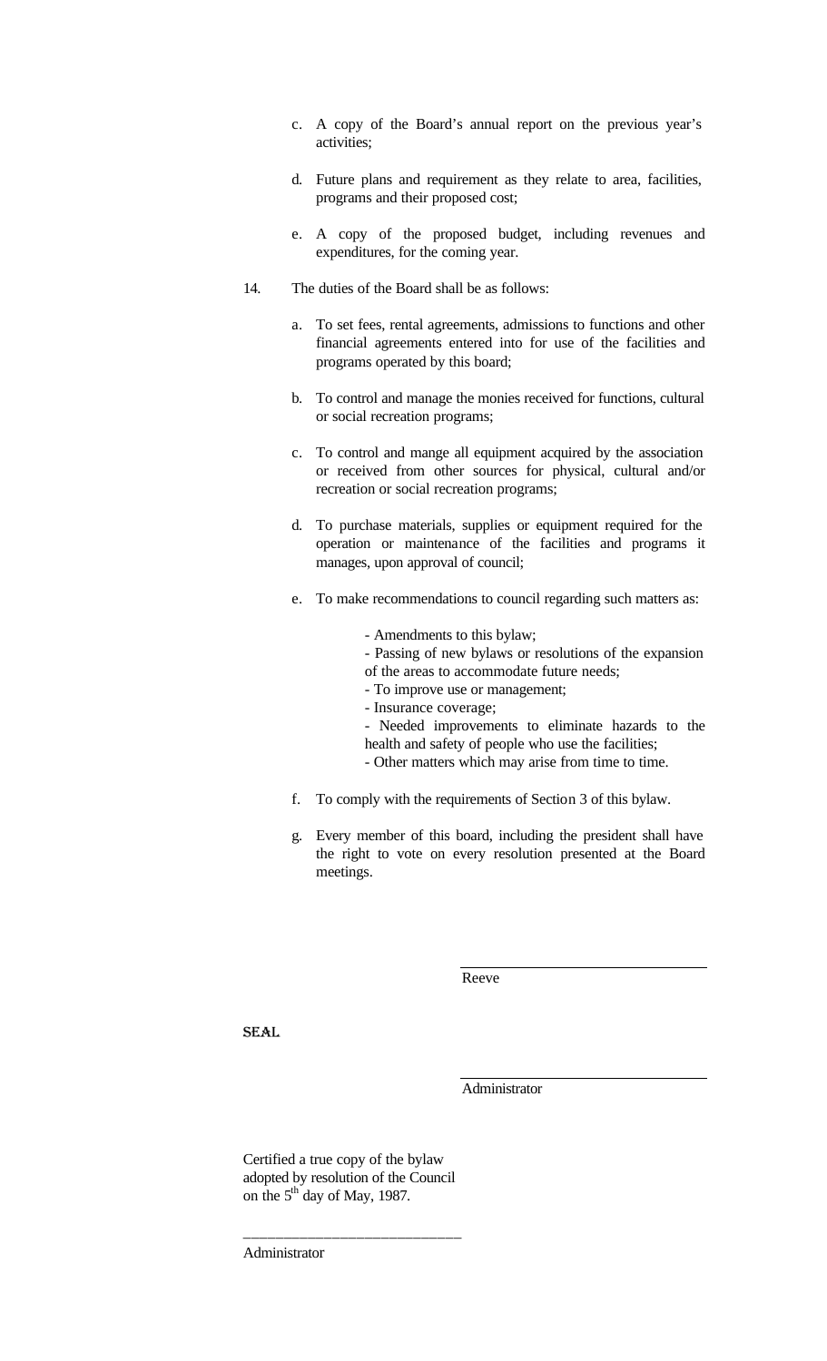c. A copy of the Board's annual report on the previous year's activities;

d. Future plans and requirement as they relate to area, facilities, programs and their proposed cost;

e. A copy of the proposed budget, including revenues and expenditures, for the coming year.

14. The duties of the Board shall be as follows:

a. To set fees, rental agreements, admissions to functions and other financial agreements entered into for use of the facilities and programs operated by this board;

b. To control and manage the monies received for functions, cultural or social recreation programs;

c. To control and mange all equipment acquired by the association or received from other sources for physical, cultural and/or recreation or social recreation programs;

d. To purchase materials, supplies or equipment required for the operation or maintenance of the facilities and programs it manages, upon approval of council;

e. To make recommendations to council regarding such matters as:

- Amendments to this bylaw;
- Passing of new bylaws or resolutions of the expansion of the areas to accommodate future needs;
- To improve use or management;
- Insurance coverage;
- Needed improvements to eliminate hazards to the health and safety of people who use the facilities;
- Other matters which may arise from time to time.

f. To comply with the requirements of Section 3 of this bylaw.

g. Every member of this board, including the president shall have the right to vote on every resolution presented at the Board meetings.

\_\_\_\_\_\_\_\_\_\_\_\_\_\_\_\_\_\_\_\_\_\_\_\_\_\_\_\_

Reeve

**SEAL**

\_\_\_\_\_\_\_\_\_\_\_\_\_\_\_\_\_\_\_\_\_\_\_\_\_\_\_\_

Administrator

Certified a true copy of the bylaw adopted by resolution of the Council on the 5th day of May, 1987.

\_\_\_\_\_\_\_\_\_\_\_\_\_\_\_\_\_\_\_\_\_\_\_\_\_\_\_\_

Administrator